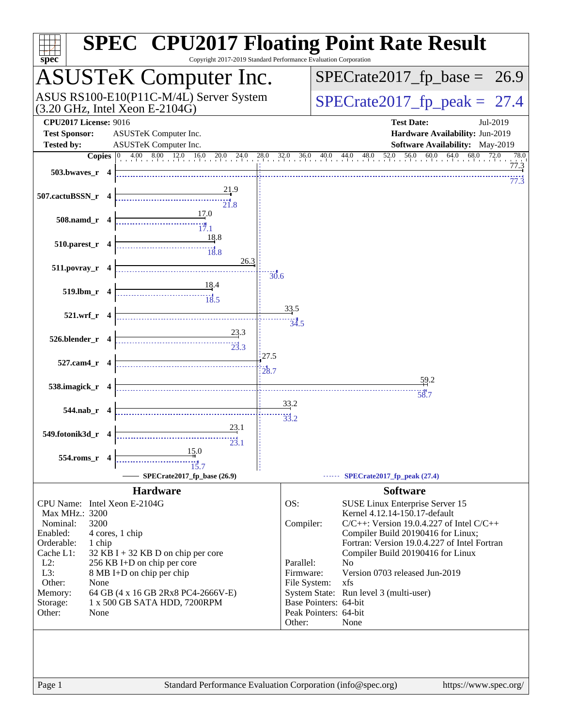# SPEC CPU2017 Floating Point Rate Result

Copyright 2017-2019 Standard Performance Evaluation Corporation

## ASUSTeK Computer Inc.

ASUS RS100-E10(P11C-M/4L) Server System (3.20 GHz, Intel Xeon E-2104G)

SPECrate2017_fp_base = 26.9

SPECrate2017_fp_peak = 27.4

**CPU2017 License:** 9016
**Test Sponsor:** ASUSTeK Computer Inc.
**Tested by:** ASUSTeK Computer Inc.

**Test Date:** Jul-2019
**Hardware Availability:** Jun-2019
**Software Availability:** May-2019

| Benchmark | Copies | Base | Peak |
|---|---|---|---|
| 503.bwaves_r | 4 | 77.3 | 77.3 |
| 507.cactuBSSN_r | 4 | 21.9 | 21.8 |
| 508.namd_r | 4 | 17.0 | 17.1 |
| 510.parest_r | 4 | 18.8 | 18.8 |
| 511.povray_r | 4 | 26.3 | 30.6 |
| 519.lbm_r | 4 | 18.4 | 18.5 |
| 521.wrf_r | 4 | 33.5 | 34.5 |
| 526.blender_r | 4 | 23.3 | 23.3 |
| 527.cam4_r | 4 | 27.5 | 28.7 |
| 538.imagick_r | 4 | 59.2 | 58.7 |
| 544.nab_r | 4 | 33.2 | 33.2 |
| 549.fotonik3d_r | 4 | 23.1 | 23.1 |
| 554.roms_r | 4 | 15.0 | 15.7 |

SPECrate2017_fp_base (26.9)   SPECrate2017_fp_peak (27.4)

### Hardware

| | |
|---|---|
| CPU Name: | Intel Xeon E-2104G |
| Max MHz.: | 3200 |
| Nominal: | 3200 |
| Enabled: | 4 cores, 1 chip |
| Orderable: | 1 chip |
| Cache L1: | 32 KB I + 32 KB D on chip per core |
| L2: | 256 KB I+D on chip per core |
| L3: | 8 MB I+D on chip per chip |
| Other: | None |
| Memory: | 64 GB (4 x 16 GB 2Rx8 PC4-2666V-E) |
| Storage: | 1 x 500 GB SATA HDD, 7200RPM |
| Other: | None |

### Software

| | |
|---|---|
| OS: | SUSE Linux Enterprise Server 15<br>Kernel 4.12.14-150.17-default |
| Compiler: | C/C++: Version 19.0.4.227 of Intel C/C++ Compiler Build 20190416 for Linux;<br>Fortran: Version 19.0.4.227 of Intel Fortran Compiler Build 20190416 for Linux |
| Parallel: | No |
| Firmware: | Version 0703 released Jun-2019 |
| File System: | xfs |
| System State: | Run level 3 (multi-user) |
| Base Pointers: | 64-bit |
| Peak Pointers: | 64-bit |
| Other: | None |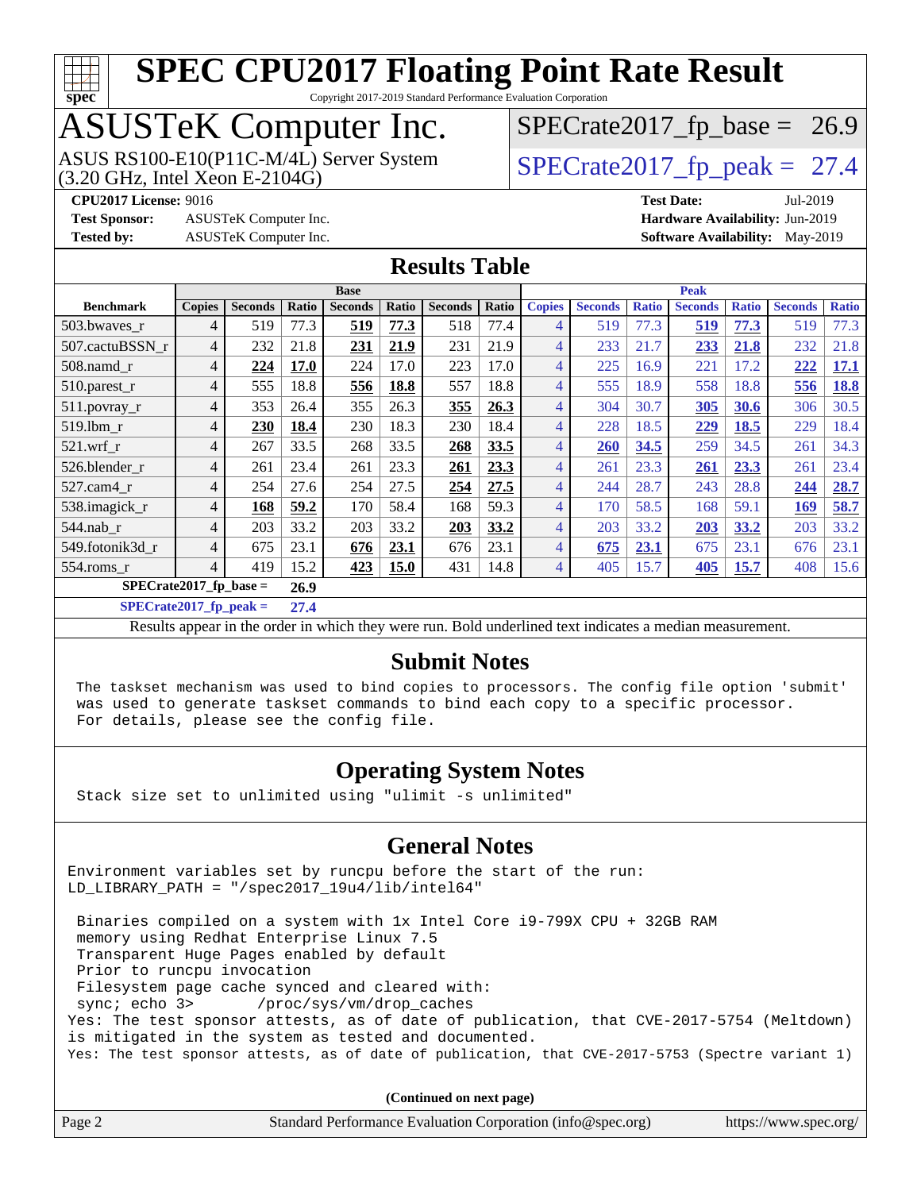# SPEC CPU2017 Floating Point Rate Result

Copyright 2017-2019 Standard Performance Evaluation Corporation

## ASUSTeK Computer Inc.

ASUS RS100-E10(P11C-M/4L) Server System
(3.20 GHz, Intel Xeon E-2104G)

SPECrate2017_fp_base = 26.9

SPECrate2017_fp_peak = 27.4

**CPU2017 License:** 9016
**Test Sponsor:** ASUSTeK Computer Inc.
**Tested by:** ASUSTeK Computer Inc.

**Test Date:** Jul-2019
**Hardware Availability:** Jun-2019
**Software Availability:** May-2019

## Results Table

| | Base | | | | | | | Peak | | | | | | |
|---|---|---|---|---|---|---|---|---|---|---|---|---|---|---|
| **Benchmark** | **Copies** | **Seconds** | **Ratio** | **Seconds** | **Ratio** | **Seconds** | **Ratio** | **Copies** | **Seconds** | **Ratio** | **Seconds** | **Ratio** | **Seconds** | **Ratio** |
| 503.bwaves_r | 4 | 519 | 77.3 | **519** | **77.3** | 518 | 77.4 | 4 | 519 | 77.3 | **519** | **77.3** | 519 | 77.3 |
| 507.cactuBSSN_r | 4 | 232 | 21.8 | **231** | **21.9** | 231 | 21.9 | 4 | 233 | 21.7 | **233** | **21.8** | 232 | 21.8 |
| 508.namd_r | 4 | **224** | **17.0** | 224 | 17.0 | 223 | 17.0 | 4 | 225 | 16.9 | 221 | 17.2 | **222** | **17.1** |
| 510.parest_r | 4 | 555 | 18.8 | **556** | **18.8** | 557 | 18.8 | 4 | 555 | 18.9 | 558 | 18.8 | **556** | **18.8** |
| 511.povray_r | 4 | 353 | 26.4 | 355 | 26.3 | **355** | **26.3** | 4 | 304 | 30.7 | **305** | **30.6** | 306 | 30.5 |
| 519.lbm_r | 4 | **230** | **18.4** | 230 | 18.3 | 230 | 18.4 | 4 | 228 | 18.5 | **229** | **18.5** | 229 | 18.4 |
| 521.wrf_r | 4 | 267 | 33.5 | 268 | 33.5 | **268** | **33.5** | 4 | **260** | **34.5** | 259 | 34.5 | 261 | 34.3 |
| 526.blender_r | 4 | 261 | 23.4 | 261 | 23.3 | **261** | **23.3** | 4 | 261 | 23.3 | **261** | **23.3** | 261 | 23.4 |
| 527.cam4_r | 4 | 254 | 27.6 | 254 | 27.5 | **254** | **27.5** | 4 | 244 | 28.7 | 243 | 28.8 | **244** | **28.7** |
| 538.imagick_r | 4 | **168** | **59.2** | 170 | 58.4 | 168 | 59.3 | 4 | 170 | 58.5 | 168 | 59.1 | **169** | **58.7** |
| 544.nab_r | 4 | 203 | 33.2 | 203 | 33.2 | **203** | **33.2** | 4 | 203 | 33.2 | **203** | **33.2** | 203 | 33.2 |
| 549.fotonik3d_r | 4 | 675 | 23.1 | **676** | **23.1** | 676 | 23.1 | 4 | **675** | **23.1** | 675 | 23.1 | 676 | 23.1 |
| 554.roms_r | 4 | 419 | 15.2 | **423** | **15.0** | 431 | 14.8 | 4 | 405 | 15.7 | **405** | **15.7** | 408 | 15.6 |

**SPECrate2017_fp_base = 26.9**

**SPECrate2017_fp_peak = 27.4**

Results appear in the order in which they were run. Bold underlined text indicates a median measurement.

## Submit Notes

```
The taskset mechanism was used to bind copies to processors. The config file option 'submit'
was used to generate taskset commands to bind each copy to a specific processor.
For details, please see the config file.
```

## Operating System Notes

```
Stack size set to unlimited using "ulimit -s unlimited"
```

## General Notes

```
Environment variables set by runcpu before the start of the run:
LD_LIBRARY_PATH = "/spec2017_19u4/lib/intel64"

 Binaries compiled on a system with 1x Intel Core i9-799X CPU + 32GB RAM
 memory using Redhat Enterprise Linux 7.5
 Transparent Huge Pages enabled by default
 Prior to runcpu invocation
 Filesystem page cache synced and cleared with:
 sync; echo 3>       /proc/sys/vm/drop_caches
Yes: The test sponsor attests, as of date of publication, that CVE-2017-5754 (Meltdown)
is mitigated in the system as tested and documented.
Yes: The test sponsor attests, as of date of publication, that CVE-2017-5753 (Spectre variant 1)
```

**(Continued on next page)**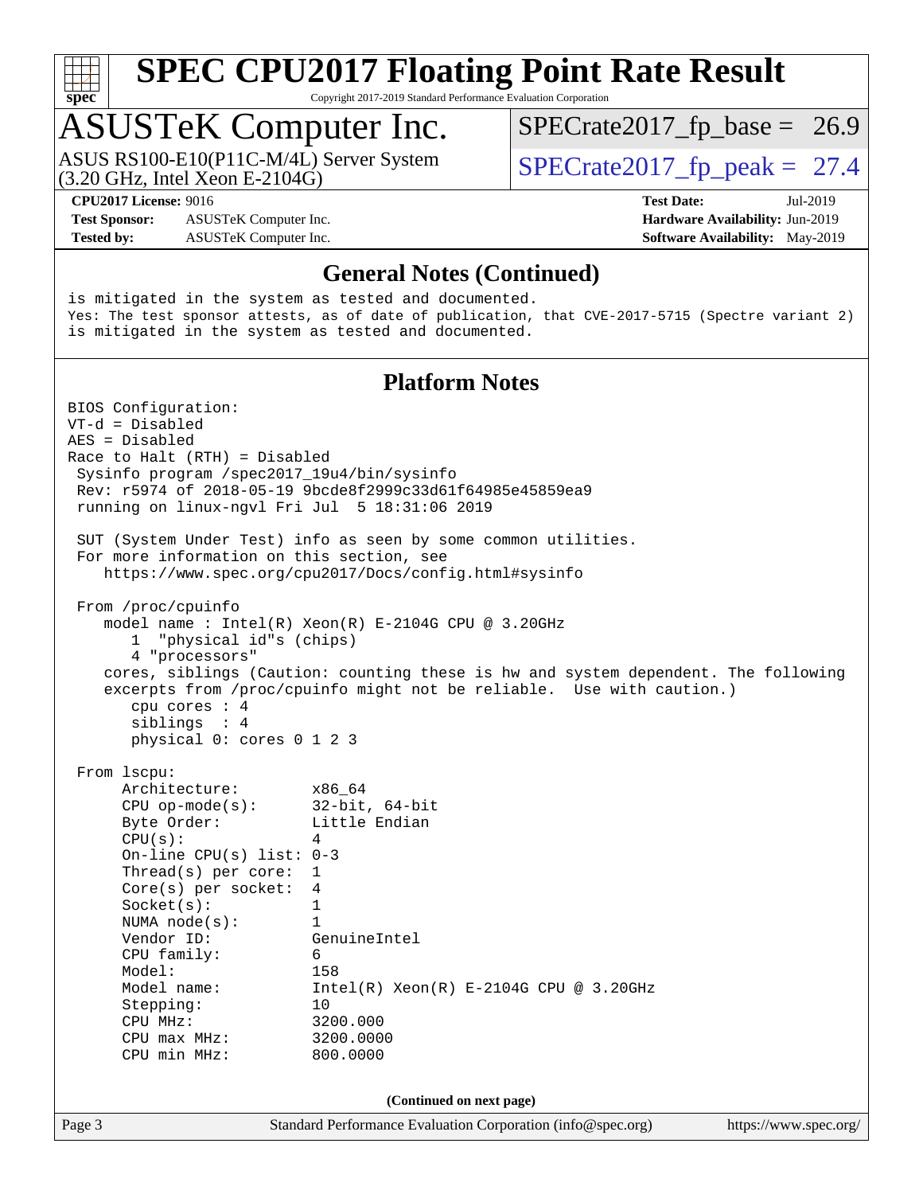## General Notes (Continued)

```
is mitigated in the system as tested and documented.
Yes: The test sponsor attests, as of date of publication, that CVE-2017-5715 (Spectre variant 2)
is mitigated in the system as tested and documented.
```

## Platform Notes

```
BIOS Configuration:
VT-d = Disabled
AES = Disabled
Race to Halt (RTH) = Disabled
 Sysinfo program /spec2017_19u4/bin/sysinfo
 Rev: r5974 of 2018-05-19 9bcde8f2999c33d61f64985e45859ea9
 running on linux-ngvl Fri Jul  5 18:31:06 2019

 SUT (System Under Test) info as seen by some common utilities.
 For more information on this section, see
    https://www.spec.org/cpu2017/Docs/config.html#sysinfo

 From /proc/cpuinfo
    model name : Intel(R) Xeon(R) E-2104G CPU @ 3.20GHz
       1  "physical id"s (chips)
       4 "processors"
    cores, siblings (Caution: counting these is hw and system dependent. The following
    excerpts from /proc/cpuinfo might not be reliable.  Use with caution.)
       cpu cores : 4
       siblings  : 4
       physical 0: cores 0 1 2 3

 From lscpu:
      Architecture:        x86_64
      CPU op-mode(s):      32-bit, 64-bit
      Byte Order:          Little Endian
      CPU(s):              4
      On-line CPU(s) list: 0-3
      Thread(s) per core:  1
      Core(s) per socket:  4
      Socket(s):           1
      NUMA node(s):        1
      Vendor ID:           GenuineIntel
      CPU family:          6
      Model:               158
      Model name:          Intel(R) Xeon(R) E-2104G CPU @ 3.20GHz
      Stepping:            10
      CPU MHz:             3200.000
      CPU max MHz:         3200.0000
      CPU min MHz:         800.0000
```

(Continued on next page)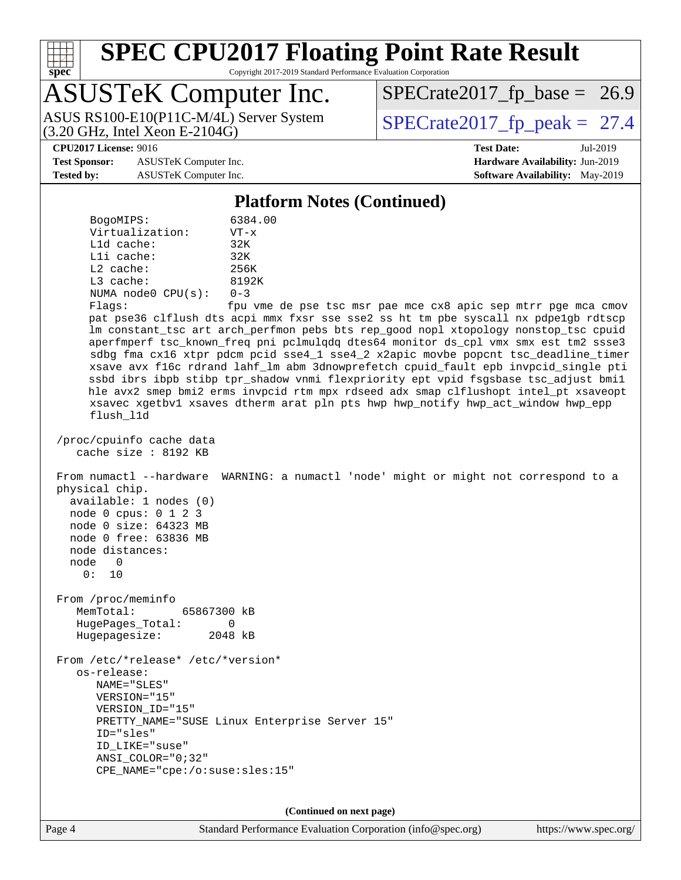## Platform Notes (Continued)

```
    BogoMIPS:              6384.00
    Virtualization:        VT-x
    L1d cache:             32K
    L1i cache:             32K
    L2 cache:              256K
    L3 cache:              8192K
    NUMA node0 CPU(s):     0-3
    Flags:                 fpu vme de pse tsc msr pae mce cx8 apic sep mtrr pge mca cmov
    pat pse36 clflush dts acpi mmx fxsr sse sse2 ss ht tm pbe syscall nx pdpe1gb rdtscp
    lm constant_tsc art arch_perfmon pebs bts rep_good nopl xtopology nonstop_tsc cpuid
    aperfmperf tsc_known_freq pni pclmulqdq dtes64 monitor ds_cpl vmx smx est tm2 ssse3
    sdbg fma cx16 xtpr pdcm pcid sse4_1 sse4_2 x2apic movbe popcnt tsc_deadline_timer
    xsave avx f16c rdrand lahf_lm abm 3dnowprefetch cpuid_fault epb invpcid_single pti
    ssbd ibrs ibpb stibp tpr_shadow vnmi flexpriority ept vpid fsgsbase tsc_adjust bmi1
    hle avx2 smep bmi2 erms invpcid rtm mpx rdseed adx smap clflushopt intel_pt xsaveopt
    xsavec xgetbv1 xsaves dtherm arat pln pts hwp hwp_notify hwp_act_window hwp_epp
    flush_l1d

 /proc/cpuinfo cache data
    cache size : 8192 KB

 From numactl --hardware  WARNING: a numactl 'node' might or might not correspond to a
 physical chip.
   available: 1 nodes (0)
   node 0 cpus: 0 1 2 3
   node 0 size: 64323 MB
   node 0 free: 63836 MB
   node distances:
   node   0
     0:  10

 From /proc/meminfo
    MemTotal:       65867300 kB
    HugePages_Total:       0
    Hugepagesize:       2048 kB

 From /etc/*release* /etc/*version*
    os-release:
       NAME="SLES"
       VERSION="15"
       VERSION_ID="15"
       PRETTY_NAME="SUSE Linux Enterprise Server 15"
       ID="sles"
       ID_LIKE="suse"
       ANSI_COLOR="0;32"
       CPE_NAME="cpe:/o:suse:sles:15"
```

**(Continued on next page)**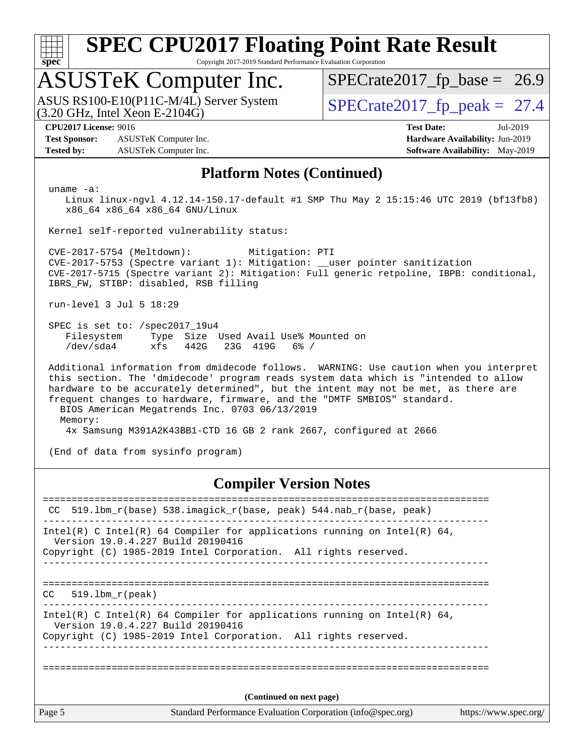## Platform Notes (Continued)

```
uname -a:
   Linux linux-ngvl 4.12.14-150.17-default #1 SMP Thu May 2 15:15:46 UTC 2019 (bf13fb8)
   x86_64 x86_64 x86_64 GNU/Linux

Kernel self-reported vulnerability status:

CVE-2017-5754 (Meltdown):          Mitigation: PTI
CVE-2017-5753 (Spectre variant 1): Mitigation: __user pointer sanitization
CVE-2017-5715 (Spectre variant 2): Mitigation: Full generic retpoline, IBPB: conditional,
IBRS_FW, STIBP: disabled, RSB filling

run-level 3 Jul 5 18:29

SPEC is set to: /spec2017_19u4
   Filesystem     Type  Size  Used Avail Use% Mounted on
   /dev/sda4      xfs   442G   23G  419G   6% /

Additional information from dmidecode follows.  WARNING: Use caution when you interpret
this section. The 'dmidecode' program reads system data which is "intended to allow
hardware to be accurately determined", but the intent may not be met, as there are
frequent changes to hardware, firmware, and the "DMTF SMBIOS" standard.
  BIOS American Megatrends Inc. 0703 06/13/2019
  Memory:
    4x Samsung M391A2K43BB1-CTD 16 GB 2 rank 2667, configured at 2666

(End of data from sysinfo program)
```

## Compiler Version Notes

```
==============================================================================
 CC  519.lbm_r(base) 538.imagick_r(base, peak) 544.nab_r(base, peak)
------------------------------------------------------------------------------
Intel(R) C Intel(R) 64 Compiler for applications running on Intel(R) 64,
  Version 19.0.4.227 Build 20190416
Copyright (C) 1985-2019 Intel Corporation.  All rights reserved.
------------------------------------------------------------------------------

==============================================================================
CC   519.lbm_r(peak)
------------------------------------------------------------------------------
Intel(R) C Intel(R) 64 Compiler for applications running on Intel(R) 64,
  Version 19.0.4.227 Build 20190416
Copyright (C) 1985-2019 Intel Corporation.  All rights reserved.
------------------------------------------------------------------------------

==============================================================================
```

**(Continued on next page)**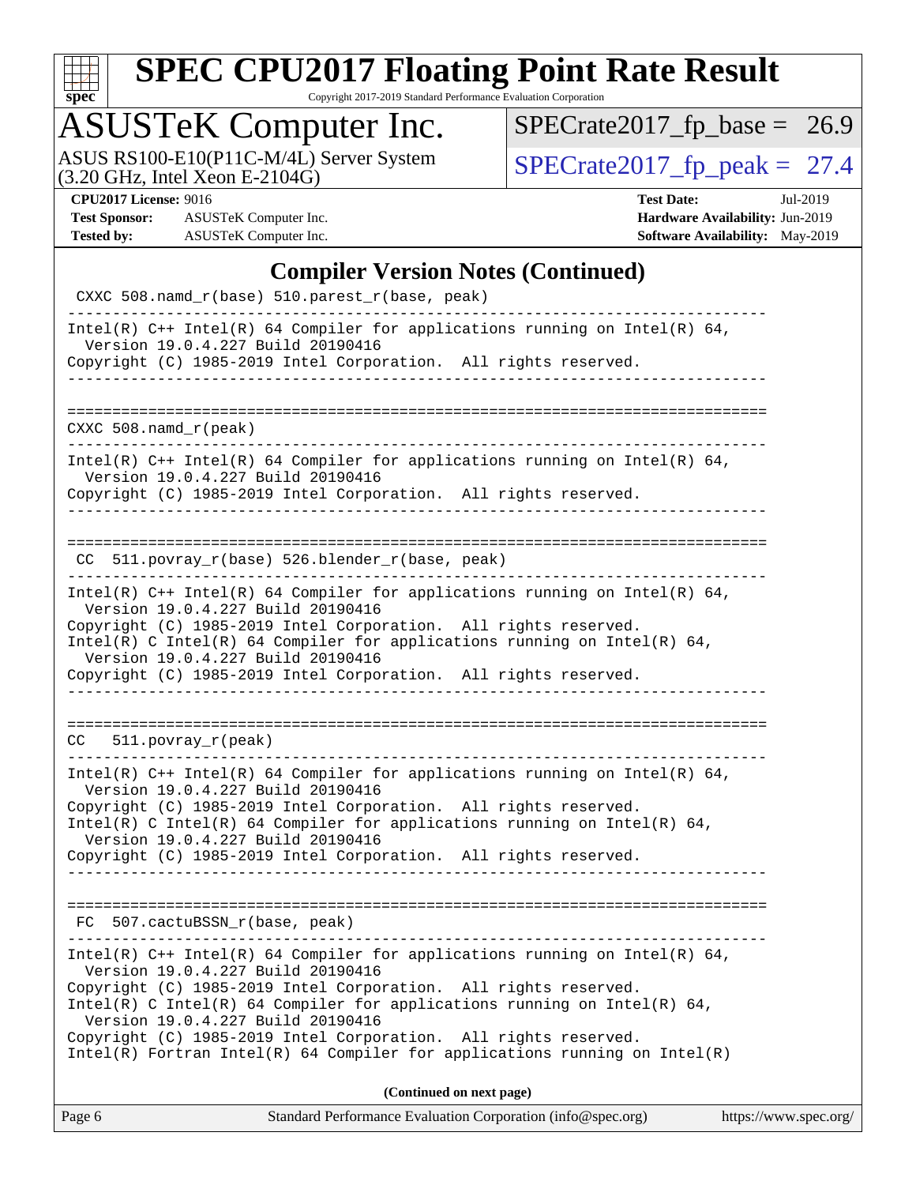## Compiler Version Notes (Continued)

```
 CXXC 508.namd_r(base) 510.parest_r(base, peak)
------------------------------------------------------------------------------
Intel(R) C++ Intel(R) 64 Compiler for applications running on Intel(R) 64,
  Version 19.0.4.227 Build 20190416
Copyright (C) 1985-2019 Intel Corporation.  All rights reserved.
------------------------------------------------------------------------------

==============================================================================
 CXXC 508.namd_r(peak)
------------------------------------------------------------------------------
Intel(R) C++ Intel(R) 64 Compiler for applications running on Intel(R) 64,
  Version 19.0.4.227 Build 20190416
Copyright (C) 1985-2019 Intel Corporation.  All rights reserved.
------------------------------------------------------------------------------

==============================================================================
 CC  511.povray_r(base) 526.blender_r(base, peak)
------------------------------------------------------------------------------
Intel(R) C++ Intel(R) 64 Compiler for applications running on Intel(R) 64,
  Version 19.0.4.227 Build 20190416
Copyright (C) 1985-2019 Intel Corporation.  All rights reserved.
Intel(R) C Intel(R) 64 Compiler for applications running on Intel(R) 64,
  Version 19.0.4.227 Build 20190416
Copyright (C) 1985-2019 Intel Corporation.  All rights reserved.
------------------------------------------------------------------------------

==============================================================================
 CC   511.povray_r(peak)
------------------------------------------------------------------------------
Intel(R) C++ Intel(R) 64 Compiler for applications running on Intel(R) 64,
  Version 19.0.4.227 Build 20190416
Copyright (C) 1985-2019 Intel Corporation.  All rights reserved.
Intel(R) C Intel(R) 64 Compiler for applications running on Intel(R) 64,
  Version 19.0.4.227 Build 20190416
Copyright (C) 1985-2019 Intel Corporation.  All rights reserved.
------------------------------------------------------------------------------

==============================================================================
 FC  507.cactuBSSN_r(base, peak)
------------------------------------------------------------------------------
Intel(R) C++ Intel(R) 64 Compiler for applications running on Intel(R) 64,
  Version 19.0.4.227 Build 20190416
Copyright (C) 1985-2019 Intel Corporation.  All rights reserved.
Intel(R) C Intel(R) 64 Compiler for applications running on Intel(R) 64,
  Version 19.0.4.227 Build 20190416
Copyright (C) 1985-2019 Intel Corporation.  All rights reserved.
Intel(R) Fortran Intel(R) 64 Compiler for applications running on Intel(R)
```

**(Continued on next page)**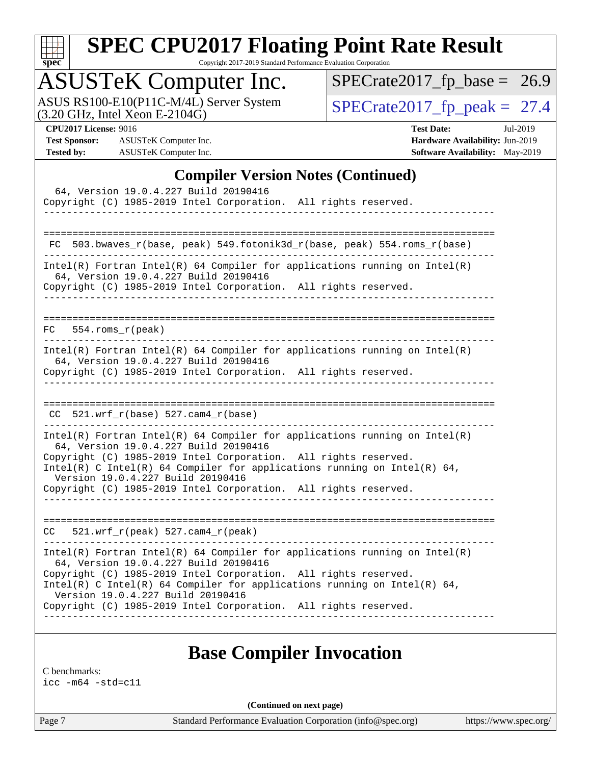## Compiler Version Notes (Continued)

```
  64, Version 19.0.4.227 Build 20190416
Copyright (C) 1985-2019 Intel Corporation.  All rights reserved.
------------------------------------------------------------------------------

==============================================================================
 FC  503.bwaves_r(base, peak) 549.fotonik3d_r(base, peak) 554.roms_r(base)
------------------------------------------------------------------------------
Intel(R) Fortran Intel(R) 64 Compiler for applications running on Intel(R)
  64, Version 19.0.4.227 Build 20190416
Copyright (C) 1985-2019 Intel Corporation.  All rights reserved.
------------------------------------------------------------------------------

==============================================================================
FC   554.roms_r(peak)
------------------------------------------------------------------------------
Intel(R) Fortran Intel(R) 64 Compiler for applications running on Intel(R)
  64, Version 19.0.4.227 Build 20190416
Copyright (C) 1985-2019 Intel Corporation.  All rights reserved.
------------------------------------------------------------------------------

==============================================================================
 CC  521.wrf_r(base) 527.cam4_r(base)
------------------------------------------------------------------------------
Intel(R) Fortran Intel(R) 64 Compiler for applications running on Intel(R)
  64, Version 19.0.4.227 Build 20190416
Copyright (C) 1985-2019 Intel Corporation.  All rights reserved.
Intel(R) C Intel(R) 64 Compiler for applications running on Intel(R) 64,
  Version 19.0.4.227 Build 20190416
Copyright (C) 1985-2019 Intel Corporation.  All rights reserved.
------------------------------------------------------------------------------

==============================================================================
CC   521.wrf_r(peak) 527.cam4_r(peak)
------------------------------------------------------------------------------
Intel(R) Fortran Intel(R) 64 Compiler for applications running on Intel(R)
  64, Version 19.0.4.227 Build 20190416
Copyright (C) 1985-2019 Intel Corporation.  All rights reserved.
Intel(R) C Intel(R) 64 Compiler for applications running on Intel(R) 64,
  Version 19.0.4.227 Build 20190416
Copyright (C) 1985-2019 Intel Corporation.  All rights reserved.
------------------------------------------------------------------------------
```

## Base Compiler Invocation

C benchmarks:
icc -m64 -std=c11

**(Continued on next page)**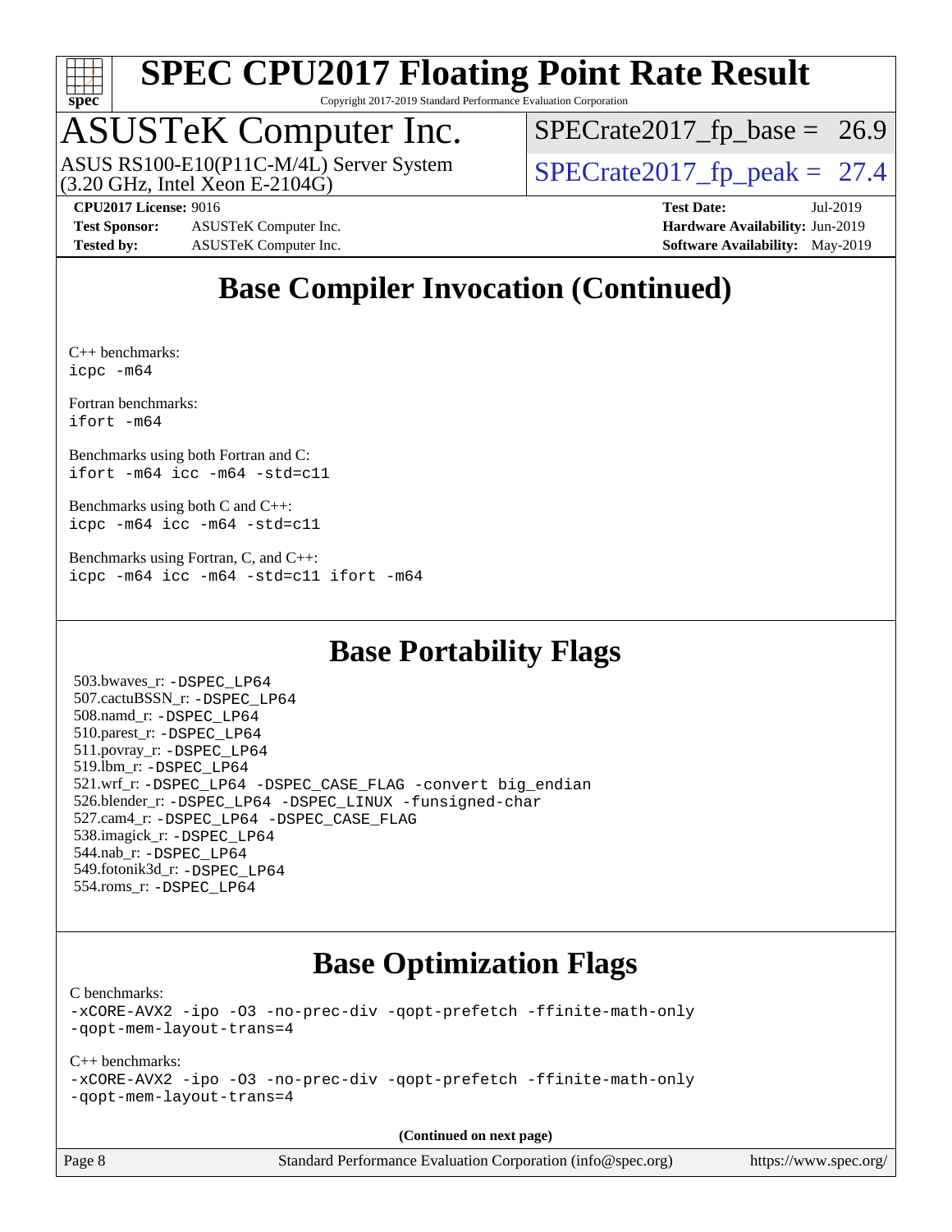## Base Compiler Invocation (Continued)

C++ benchmarks:
```
icpc -m64
```

Fortran benchmarks:
```
ifort -m64
```

Benchmarks using both Fortran and C:
```
ifort -m64 icc -m64 -std=c11
```

Benchmarks using both C and C++:
```
icpc -m64 icc -m64 -std=c11
```

Benchmarks using Fortran, C, and C++:
```
icpc -m64 icc -m64 -std=c11 ifort -m64
```

## Base Portability Flags

503.bwaves_r: `-DSPEC_LP64`
507.cactuBSSN_r: `-DSPEC_LP64`
508.namd_r: `-DSPEC_LP64`
510.parest_r: `-DSPEC_LP64`
511.povray_r: `-DSPEC_LP64`
519.lbm_r: `-DSPEC_LP64`
521.wrf_r: `-DSPEC_LP64 -DSPEC_CASE_FLAG -convert big_endian`
526.blender_r: `-DSPEC_LP64 -DSPEC_LINUX -funsigned-char`
527.cam4_r: `-DSPEC_LP64 -DSPEC_CASE_FLAG`
538.imagick_r: `-DSPEC_LP64`
544.nab_r: `-DSPEC_LP64`
549.fotonik3d_r: `-DSPEC_LP64`
554.roms_r: `-DSPEC_LP64`

## Base Optimization Flags

C benchmarks:
```
-xCORE-AVX2 -ipo -O3 -no-prec-div -qopt-prefetch -ffinite-math-only
-qopt-mem-layout-trans=4
```

C++ benchmarks:
```
-xCORE-AVX2 -ipo -O3 -no-prec-div -qopt-prefetch -ffinite-math-only
-qopt-mem-layout-trans=4
```

**(Continued on next page)**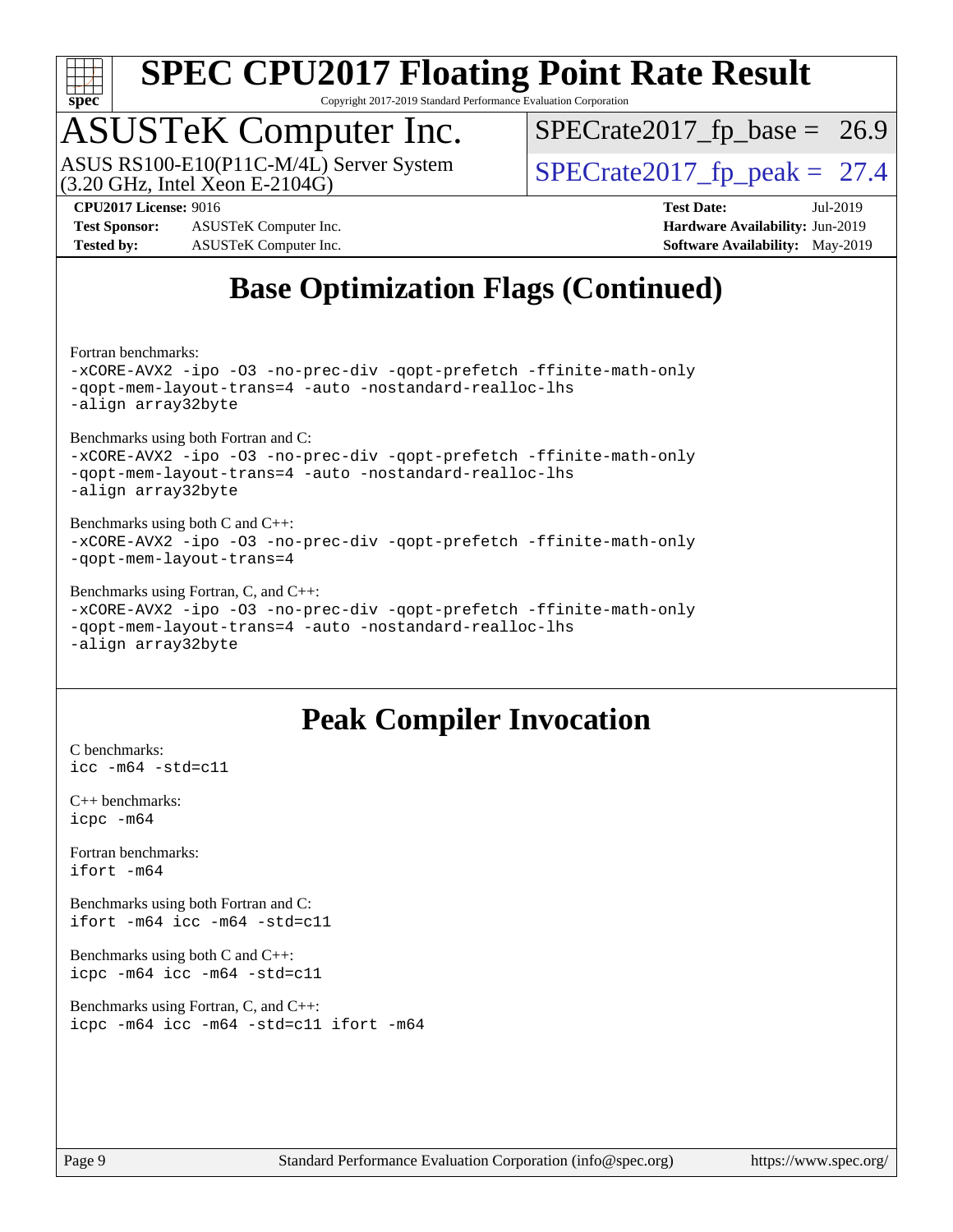# Base Optimization Flags (Continued)

Fortran benchmarks:

```
-xCORE-AVX2 -ipo -O3 -no-prec-div -qopt-prefetch -ffinite-math-only
-qopt-mem-layout-trans=4 -auto -nostandard-realloc-lhs
-align array32byte
```

Benchmarks using both Fortran and C:

```
-xCORE-AVX2 -ipo -O3 -no-prec-div -qopt-prefetch -ffinite-math-only
-qopt-mem-layout-trans=4 -auto -nostandard-realloc-lhs
-align array32byte
```

Benchmarks using both C and C++:

```
-xCORE-AVX2 -ipo -O3 -no-prec-div -qopt-prefetch -ffinite-math-only
-qopt-mem-layout-trans=4
```

Benchmarks using Fortran, C, and C++:

```
-xCORE-AVX2 -ipo -O3 -no-prec-div -qopt-prefetch -ffinite-math-only
-qopt-mem-layout-trans=4 -auto -nostandard-realloc-lhs
-align array32byte
```

# Peak Compiler Invocation

C benchmarks:

```
icc -m64 -std=c11
```

C++ benchmarks:

```
icpc -m64
```

Fortran benchmarks:

```
ifort -m64
```

Benchmarks using both Fortran and C:

```
ifort -m64 icc -m64 -std=c11
```

Benchmarks using both C and C++:

```
icpc -m64 icc -m64 -std=c11
```

Benchmarks using Fortran, C, and C++:

```
icpc -m64 icc -m64 -std=c11 ifort -m64
```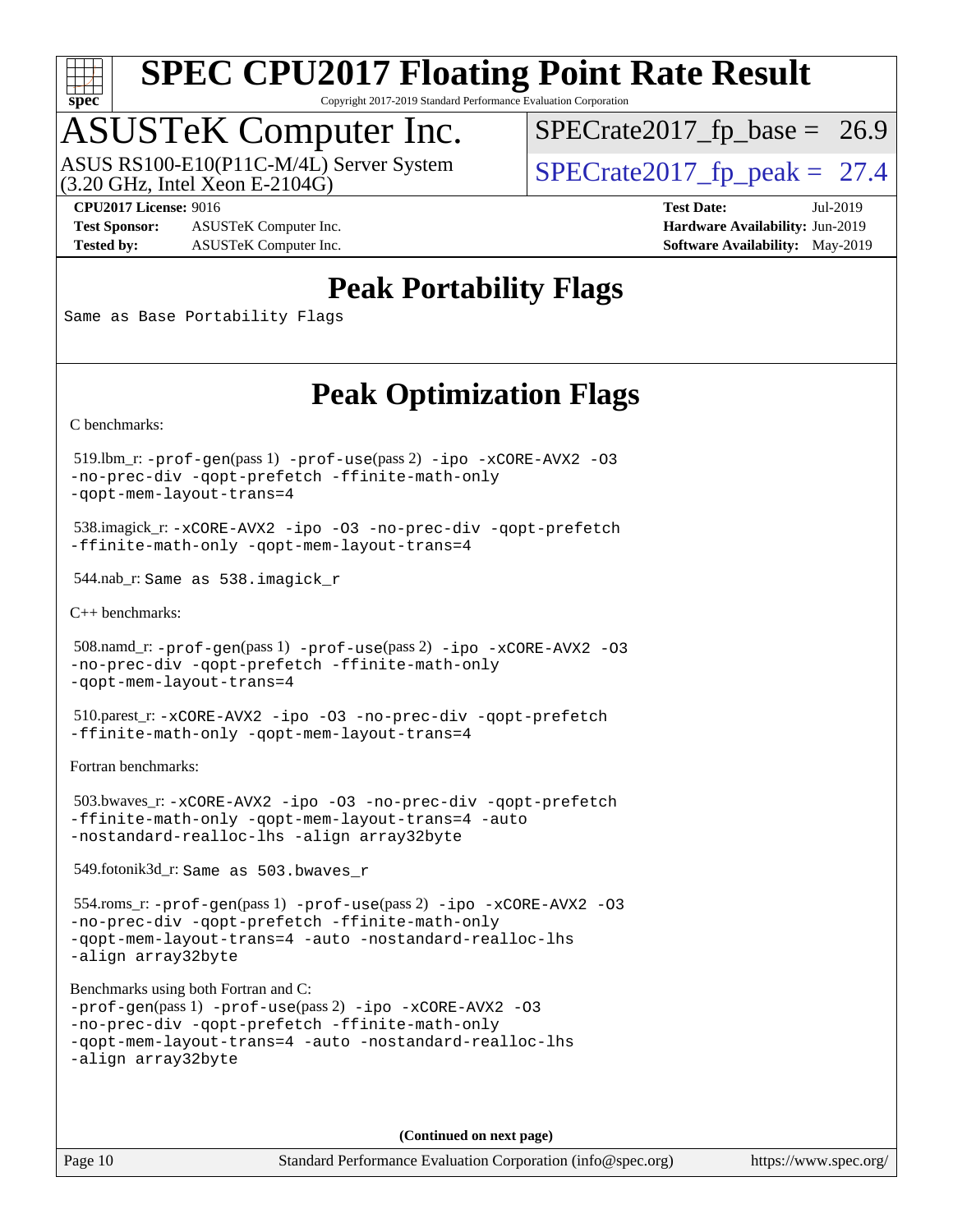# SPEC CPU2017 Floating Point Rate Result

Copyright 2017-2019 Standard Performance Evaluation Corporation

## ASUSTeK Computer Inc.

ASUS RS100-E10(P11C-M/4L) Server System (3.20 GHz, Intel Xeon E-2104G)

SPECrate2017_fp_base = 26.9

SPECrate2017_fp_peak = 27.4

**CPU2017 License:** 9016
**Test Sponsor:** ASUSTeK Computer Inc.
**Tested by:** ASUSTeK Computer Inc.

**Test Date:** Jul-2019
**Hardware Availability:** Jun-2019
**Software Availability:** May-2019

## Peak Portability Flags

Same as Base Portability Flags

## Peak Optimization Flags

C benchmarks:

519.lbm_r: -prof-gen(pass 1) -prof-use(pass 2) -ipo -xCORE-AVX2 -O3 -no-prec-div -qopt-prefetch -ffinite-math-only -qopt-mem-layout-trans=4

538.imagick_r: -xCORE-AVX2 -ipo -O3 -no-prec-div -qopt-prefetch -ffinite-math-only -qopt-mem-layout-trans=4

544.nab_r: Same as 538.imagick_r

C++ benchmarks:

508.namd_r: -prof-gen(pass 1) -prof-use(pass 2) -ipo -xCORE-AVX2 -O3 -no-prec-div -qopt-prefetch -ffinite-math-only -qopt-mem-layout-trans=4

510.parest_r: -xCORE-AVX2 -ipo -O3 -no-prec-div -qopt-prefetch -ffinite-math-only -qopt-mem-layout-trans=4

Fortran benchmarks:

503.bwaves_r: -xCORE-AVX2 -ipo -O3 -no-prec-div -qopt-prefetch -ffinite-math-only -qopt-mem-layout-trans=4 -auto -nostandard-realloc-lhs -align array32byte

549.fotonik3d_r: Same as 503.bwaves_r

554.roms_r: -prof-gen(pass 1) -prof-use(pass 2) -ipo -xCORE-AVX2 -O3 -no-prec-div -qopt-prefetch -ffinite-math-only -qopt-mem-layout-trans=4 -auto -nostandard-realloc-lhs -align array32byte

Benchmarks using both Fortran and C:
-prof-gen(pass 1) -prof-use(pass 2) -ipo -xCORE-AVX2 -O3 -no-prec-div -qopt-prefetch -ffinite-math-only -qopt-mem-layout-trans=4 -auto -nostandard-realloc-lhs -align array32byte

**(Continued on next page)**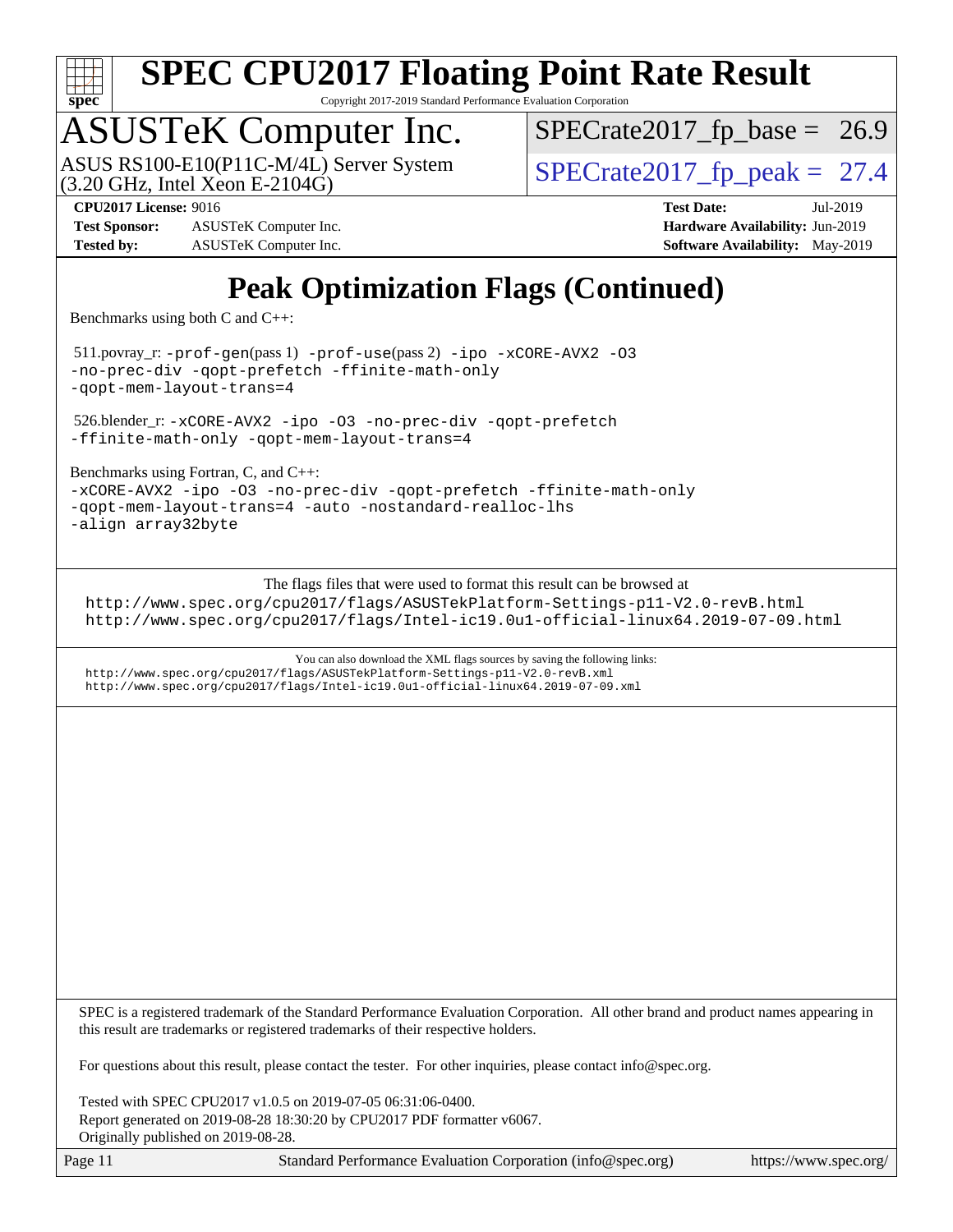# Peak Optimization Flags (Continued)

Benchmarks using both C and C++:

511.povray_r: -prof-gen(pass 1) -prof-use(pass 2) -ipo -xCORE-AVX2 -O3 -no-prec-div -qopt-prefetch -ffinite-math-only -qopt-mem-layout-trans=4

526.blender_r: -xCORE-AVX2 -ipo -O3 -no-prec-div -qopt-prefetch -ffinite-math-only -qopt-mem-layout-trans=4

Benchmarks using Fortran, C, and C++:
-xCORE-AVX2 -ipo -O3 -no-prec-div -qopt-prefetch -ffinite-math-only -qopt-mem-layout-trans=4 -auto -nostandard-realloc-lhs -align array32byte

The flags files that were used to format this result can be browsed at
http://www.spec.org/cpu2017/flags/ASUSTekPlatform-Settings-p11-V2.0-revB.html
http://www.spec.org/cpu2017/flags/Intel-ic19.0u1-official-linux64.2019-07-09.html

You can also download the XML flags sources by saving the following links:
http://www.spec.org/cpu2017/flags/ASUSTekPlatform-Settings-p11-V2.0-revB.xml
http://www.spec.org/cpu2017/flags/Intel-ic19.0u1-official-linux64.2019-07-09.xml

SPEC is a registered trademark of the Standard Performance Evaluation Corporation. All other brand and product names appearing in this result are trademarks or registered trademarks of their respective holders.

For questions about this result, please contact the tester. For other inquiries, please contact info@spec.org.

Tested with SPEC CPU2017 v1.0.5 on 2019-07-05 06:31:06-0400.
Report generated on 2019-08-28 18:30:20 by CPU2017 PDF formatter v6067.
Originally published on 2019-08-28.